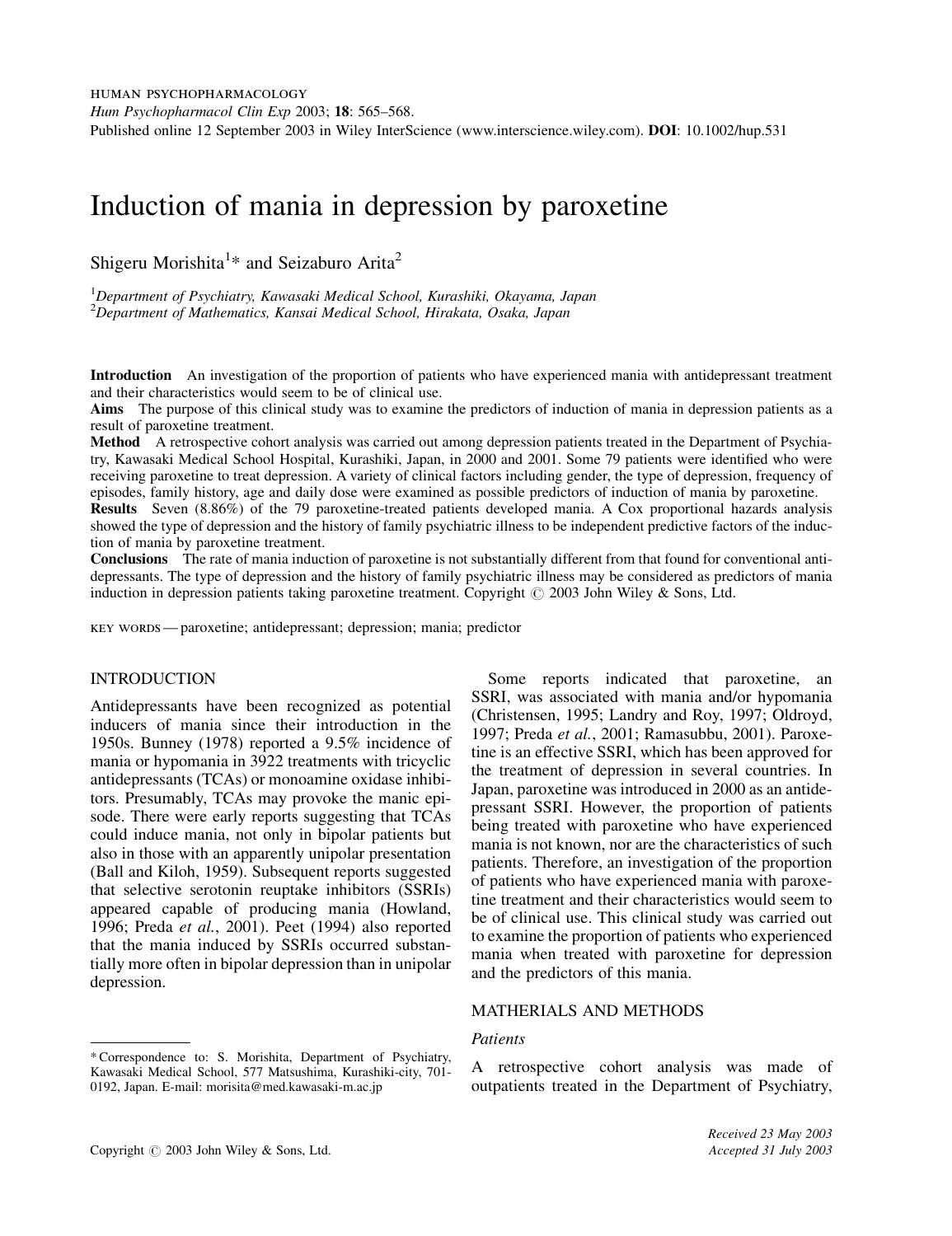# Induction of mania in depression by paroxetine

Shigeru Morishita[1]* and Seizaburo Arita[2]

[1]*Department of Psychiatry, Kawasaki Medical School, Kurashiki, Okayama, Japan*
[2]*Department of Mathematics, Kansai Medical School, Hirakata, Osaka, Japan*

**Introduction** An investigation of the proportion of patients who have experienced mania with antidepressant treatment and their characteristics would seem to be of clinical use.

**Aims** The purpose of this clinical study was to examine the predictors of induction of mania in depression patients as a result of paroxetine treatment.

**Method** A retrospective cohort analysis was carried out among depression patients treated in the Department of Psychiatry, Kawasaki Medical School Hospital, Kurashiki, Japan, in 2000 and 2001. Some 79 patients were identified who were receiving paroxetine to treat depression. A variety of clinical factors including gender, the type of depression, frequency of episodes, family history, age and daily dose were examined as possible predictors of induction of mania by paroxetine.

**Results** Seven (8.86%) of the 79 paroxetine-treated patients developed mania. A Cox proportional hazards analysis showed the type of depression and the history of family psychiatric illness to be independent predictive factors of the induction of mania by paroxetine treatment.

**Conclusions** The rate of mania induction of paroxetine is not substantially different from that found for conventional antidepressants. The type of depression and the history of family psychiatric illness may be considered as predictors of mania induction in depression patients taking paroxetine treatment. Copyright © 2003 John Wiley & Sons, Ltd.

KEY WORDS — paroxetine; antidepressant; depression; mania; predictor

## INTRODUCTION

Antidepressants have been recognized as potential inducers of mania since their introduction in the 1950s. Bunney (1978) reported a 9.5% incidence of mania or hypomania in 3922 treatments with tricyclic antidepressants (TCAs) or monoamine oxidase inhibitors. Presumably, TCAs may provoke the manic episode. There were early reports suggesting that TCAs could induce mania, not only in bipolar patients but also in those with an apparently unipolar presentation (Ball and Kiloh, 1959). Subsequent reports suggested that selective serotonin reuptake inhibitors (SSRIs) appeared capable of producing mania (Howland, 1996; Preda *et al.*, 2001). Peet (1994) also reported that the mania induced by SSRIs occurred substantially more often in bipolar depression than in unipolar depression.

Some reports indicated that paroxetine, an SSRI, was associated with mania and/or hypomania (Christensen, 1995; Landry and Roy, 1997; Oldroyd, 1997; Preda *et al.*, 2001; Ramasubbu, 2001). Paroxetine is an effective SSRI, which has been approved for the treatment of depression in several countries. In Japan, paroxetine was introduced in 2000 as an antidepressant SSRI. However, the proportion of patients being treated with paroxetine who have experienced mania is not known, nor are the characteristics of such patients. Therefore, an investigation of the proportion of patients who have experienced mania with paroxetine treatment and their characteristics would seem to be of clinical use. This clinical study was carried out to examine the proportion of patients who experienced mania when treated with paroxetine for depression and the predictors of this mania.

## MATHERIALS AND METHODS

### *Patients*

A retrospective cohort analysis was made of outpatients treated in the Department of Psychiatry,

\* Correspondence to: S. Morishita, Department of Psychiatry, Kawasaki Medical School, 577 Matsushima, Kurashiki-city, 701-0192, Japan. E-mail: morisita@med.kawasaki-m.ac.jp

*Received 23 May 2003*
*Accepted 31 July 2003*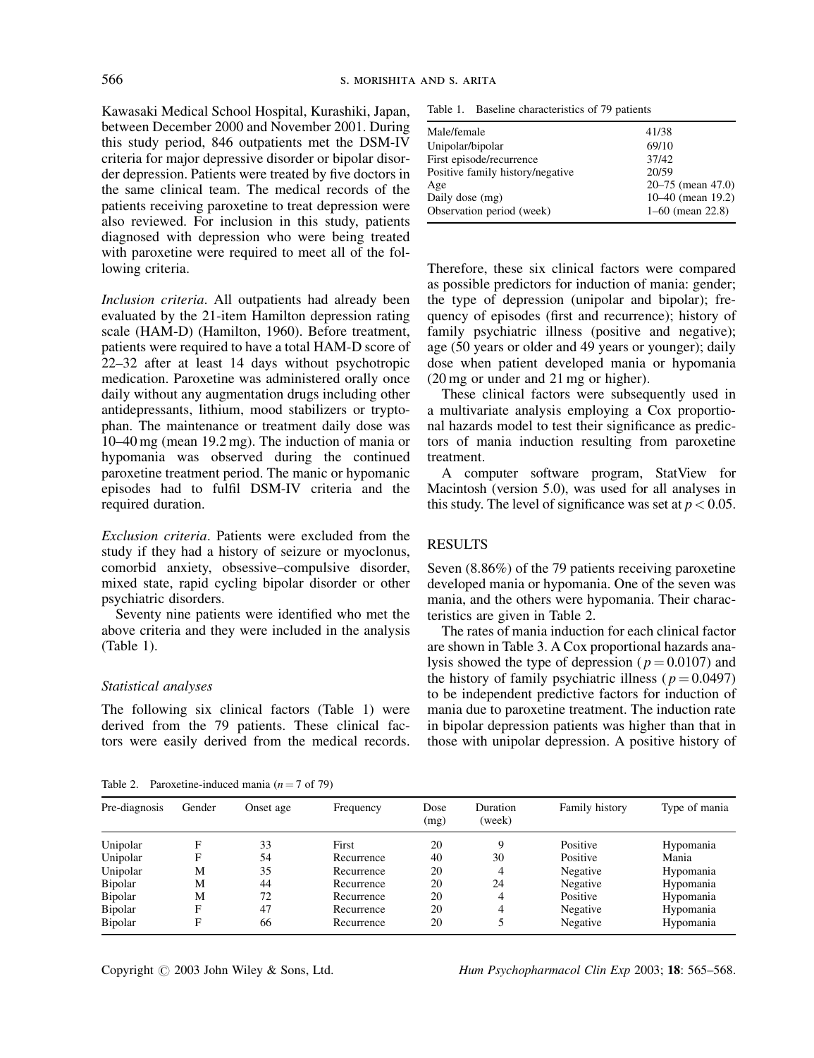Kawasaki Medical School Hospital, Kurashiki, Japan, between December 2000 and November 2001. During this study period, 846 outpatients met the DSM-IV criteria for major depressive disorder or bipolar disorder depression. Patients were treated by five doctors in the same clinical team. The medical records of the patients receiving paroxetine to treat depression were also reviewed. For inclusion in this study, patients diagnosed with depression who were being treated with paroxetine were required to meet all of the following criteria.

*Inclusion criteria*. All outpatients had already been evaluated by the 21-item Hamilton depression rating scale (HAM-D) (Hamilton, 1960). Before treatment, patients were required to have a total HAM-D score of 22–32 after at least 14 days without psychotropic medication. Paroxetine was administered orally once daily without any augmentation drugs including other antidepressants, lithium, mood stabilizers or tryptophan. The maintenance or treatment daily dose was 10–40 mg (mean 19.2 mg). The induction of mania or hypomania was observed during the continued paroxetine treatment period. The manic or hypomanic episodes had to fulfil DSM-IV criteria and the required duration.

*Exclusion criteria*. Patients were excluded from the study if they had a history of seizure or myoclonus, comorbid anxiety, obsessive–compulsive disorder, mixed state, rapid cycling bipolar disorder or other psychiatric disorders.

Seventy nine patients were identified who met the above criteria and they were included in the analysis (Table 1).

Table 1. Baseline characteristics of 79 patients

| | |
|---|---|
| Male/female | 41/38 |
| Unipolar/bipolar | 69/10 |
| First episode/recurrence | 37/42 |
| Positive family history/negative | 20/59 |
| Age | 20–75 (mean 47.0) |
| Daily dose (mg) | 10–40 (mean 19.2) |
| Observation period (week) | 1–60 (mean 22.8) |

### Statistical analyses

The following six clinical factors (Table 1) were derived from the 79 patients. These clinical factors were easily derived from the medical records. Therefore, these six clinical factors were compared as possible predictors for induction of mania: gender; the type of depression (unipolar and bipolar); frequency of episodes (first and recurrence); history of family psychiatric illness (positive and negative); age (50 years or older and 49 years or younger); daily dose when patient developed mania or hypomania (20 mg or under and 21 mg or higher).

These clinical factors were subsequently used in a multivariate analysis employing a Cox proportional hazards model to test their significance as predictors of mania induction resulting from paroxetine treatment.

A computer software program, StatView for Macintosh (version 5.0), was used for all analyses in this study. The level of significance was set at $p < 0.05$.

## RESULTS

Seven (8.86%) of the 79 patients receiving paroxetine developed mania or hypomania. One of the seven was mania, and the others were hypomania. Their characteristics are given in Table 2.

The rates of mania induction for each clinical factor are shown in Table 3. A Cox proportional hazards analysis showed the type of depression ($p = 0.0107$) and the history of family psychiatric illness ($p = 0.0497$) to be independent predictive factors for induction of mania due to paroxetine treatment. The induction rate in bipolar depression patients was higher than that in those with unipolar depression. A positive history of

Table 2. Paroxetine-induced mania ($n = 7$ of 79)

| Pre-diagnosis | Gender | Onset age | Frequency | Dose (mg) | Duration (week) | Family history | Type of mania |
|---|---|---|---|---|---|---|---|
| Unipolar | F | 33 | First | 20 | 9 | Positive | Hypomania |
| Unipolar | F | 54 | Recurrence | 40 | 30 | Positive | Mania |
| Unipolar | M | 35 | Recurrence | 20 | 4 | Negative | Hypomania |
| Bipolar | M | 44 | Recurrence | 20 | 24 | Negative | Hypomania |
| Bipolar | M | 72 | Recurrence | 20 | 4 | Positive | Hypomania |
| Bipolar | F | 47 | Recurrence | 20 | 4 | Negative | Hypomania |
| Bipolar | F | 66 | Recurrence | 20 | 5 | Negative | Hypomania |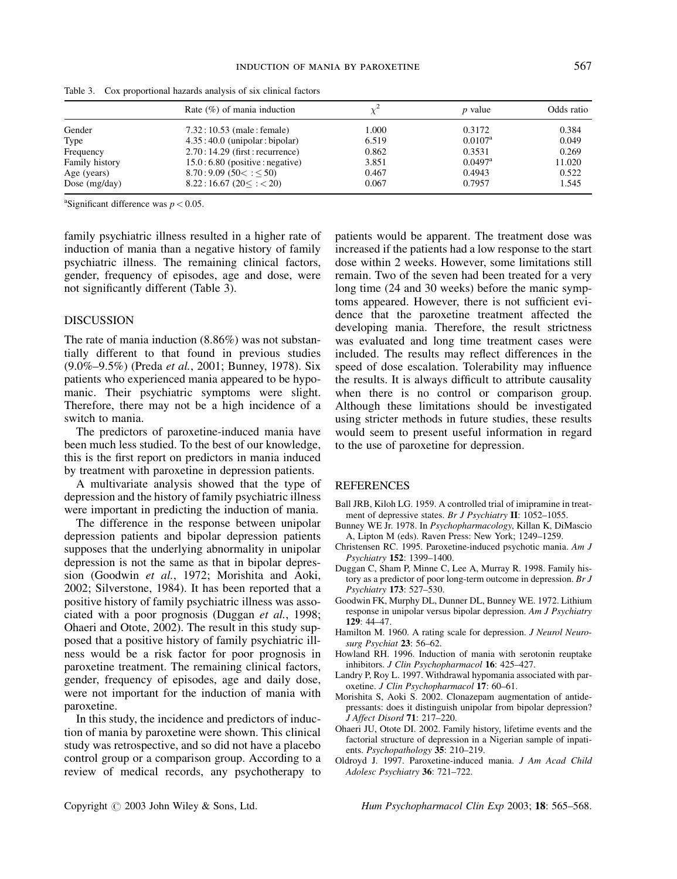Table 3. Cox proportional hazards analysis of six clinical factors

| | Rate (%) of mania induction | $\chi^2$ | $p$ value | Odds ratio |
|---|---|---|---|---|
| Gender | 7.32 : 10.53 (male : female) | 1.000 | 0.3172 | 0.384 |
| Type | 4.35 : 40.0 (unipolar : bipolar) | 6.519 | 0.0107[a] | 0.049 |
| Frequency | 2.70 : 14.29 (first : recurrence) | 0.862 | 0.3531 | 0.269 |
| Family history | 15.0 : 6.80 (positive : negative) | 3.851 | 0.0497[a] | 11.020 |
| Age (years) | 8.70 : 9.09 (50< : ≤ 50) | 0.467 | 0.4943 | 0.522 |
| Dose (mg/day) | 8.22 : 16.67 (20≤ : < 20) | 0.067 | 0.7957 | 1.545 |

[a]Significant difference was $p < 0.05$.

family psychiatric illness resulted in a higher rate of induction of mania than a negative history of family psychiatric illness. The remaining clinical factors, gender, frequency of episodes, age and dose, were not significantly different (Table 3).

## DISCUSSION

The rate of mania induction (8.86%) was not substantially different to that found in previous studies (9.0%–9.5%) (Preda *et al.*, 2001; Bunney, 1978). Six patients who experienced mania appeared to be hypomanic. Their psychiatric symptoms were slight. Therefore, there may not be a high incidence of a switch to mania.

The predictors of paroxetine-induced mania have been much less studied. To the best of our knowledge, this is the first report on predictors in mania induced by treatment with paroxetine in depression patients.

A multivariate analysis showed that the type of depression and the history of family psychiatric illness were important in predicting the induction of mania.

The difference in the response between unipolar depression patients and bipolar depression patients supposes that the underlying abnormality in unipolar depression is not the same as that in bipolar depression (Goodwin *et al.*, 1972; Morishita and Aoki, 2002; Silverstone, 1984). It has been reported that a positive history of family psychiatric illness was associated with a poor prognosis (Duggan *et al.*, 1998; Ohaeri and Otote, 2002). The result in this study supposed that a positive history of family psychiatric illness would be a risk factor for poor prognosis in paroxetine treatment. The remaining clinical factors, gender, frequency of episodes, age and daily dose, were not important for the induction of mania with paroxetine.

In this study, the incidence and predictors of induction of mania by paroxetine were shown. This clinical study was retrospective, and so did not have a placebo control group or a comparison group. According to a review of medical records, any psychotherapy to patients would be apparent. The treatment dose was increased if the patients had a low response to the start dose within 2 weeks. However, some limitations still remain. Two of the seven had been treated for a very long time (24 and 30 weeks) before the manic symptoms appeared. However, there is not sufficient evidence that the paroxetine treatment affected the developing mania. Therefore, the result strictness was evaluated and long time treatment cases were included. The results may reflect differences in the speed of dose escalation. Tolerability may influence the results. It is always difficult to attribute causality when there is no control or comparison group. Although these limitations should be investigated using stricter methods in future studies, these results would seem to present useful information in regard to the use of paroxetine for depression.

## REFERENCES

Ball JRB, Kiloh LG. 1959. A controlled trial of imipramine in treatment of depressive states. *Br J Psychiatry* **II**: 1052–1055.

Bunney WE Jr. 1978. In *Psychopharmacology*, Killan K, DiMascio A, Lipton M (eds). Raven Press: New York; 1249–1259.

Christensen RC. 1995. Paroxetine-induced psychotic mania. *Am J Psychiatry* **152**: 1399–1400.

Duggan C, Sham P, Minne C, Lee A, Murray R. 1998. Family history as a predictor of poor long-term outcome in depression. *Br J Psychiatry* **173**: 527–530.

Goodwin FK, Murphy DL, Dunner DL, Bunney WE. 1972. Lithium response in unipolar versus bipolar depression. *Am J Psychiatry* **129**: 44–47.

Hamilton M. 1960. A rating scale for depression. *J Neurol Neurosurg Psychiat* **23**: 56–62.

Howland RH. 1996. Induction of mania with serotonin reuptake inhibitors. *J Clin Psychopharmacol* **16**: 425–427.

Landry P, Roy L. 1997. Withdrawal hypomania associated with paroxetine. *J Clin Psychopharmacol* **17**: 60–61.

Morishita S, Aoki S. 2002. Clonazepam augmentation of antidepressants: does it distinguish unipolar from bipolar depression? *J Affect Disord* **71**: 217–220.

Ohaeri JU, Otote DI. 2002. Family history, lifetime events and the factorial structure of depression in a Nigerian sample of inpatients. *Psychopathology* **35**: 210–219.

Oldroyd J. 1997. Paroxetine-induced mania. *J Am Acad Child Adolesc Psychiatry* **36**: 721–722.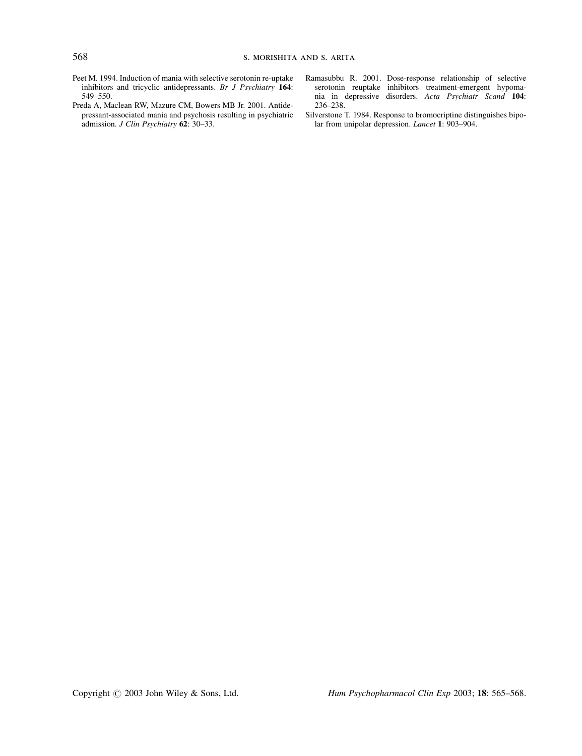Peet M. 1994. Induction of mania with selective serotonin re-uptake inhibitors and tricyclic antidepressants. *Br J Psychiatry* **164**: 549–550.

Preda A, Maclean RW, Mazure CM, Bowers MB Jr. 2001. Antidepressant-associated mania and psychosis resulting in psychiatric admission. *J Clin Psychiatry* **62**: 30–33.

Ramasubbu R. 2001. Dose-response relationship of selective serotonin reuptake inhibitors treatment-emergent hypomania in depressive disorders. *Acta Psychiatr Scand* **104**: 236–238.

Silverstone T. 1984. Response to bromocriptine distinguishes bipolar from unipolar depression. *Lancet* **1**: 903–904.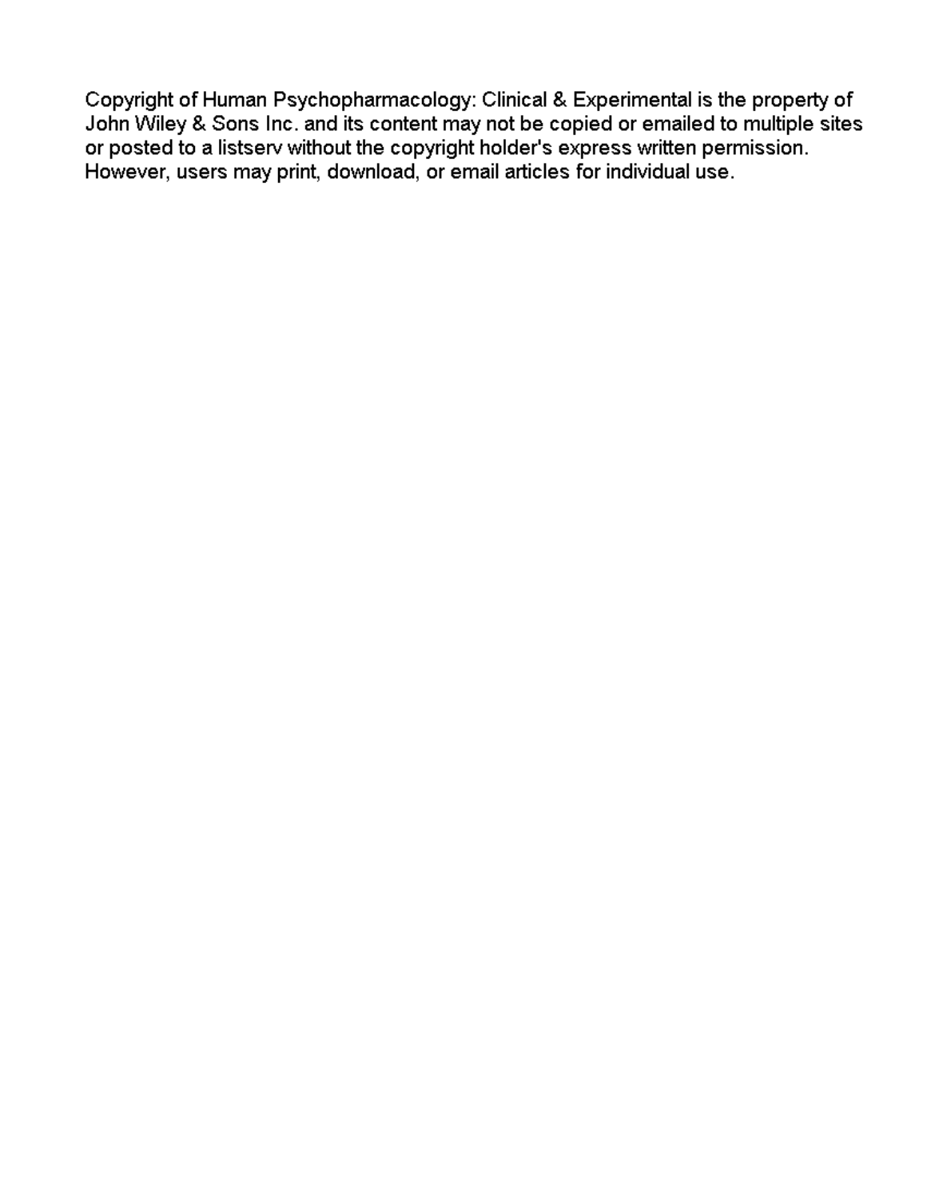Copyright of Human Psychopharmacology: Clinical & Experimental is the property of John Wiley & Sons Inc. and its content may not be copied or emailed to multiple sites or posted to a listserv without the copyright holder's express written permission. However, users may print, download, or email articles for individual use.